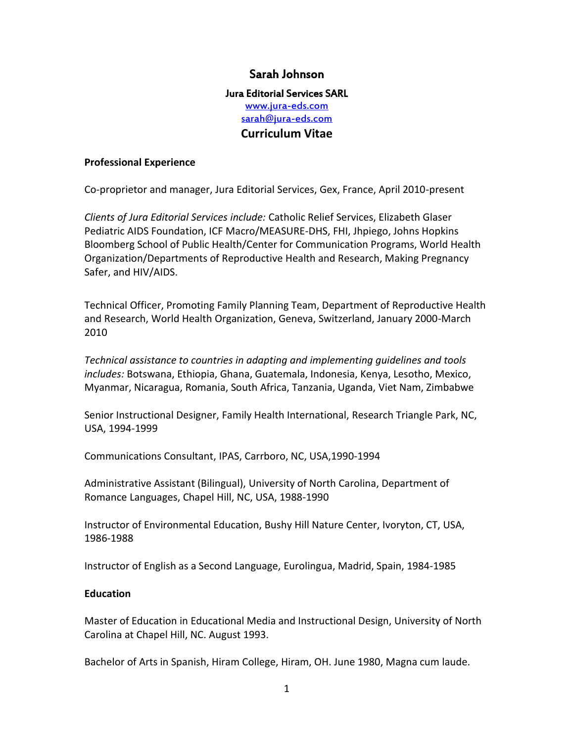# Sarah Johnson

**Jura Editorial Services SARL**

[www.jura-eds.com](http://www.jura-eds.com)

[sarah@jura-eds.com](mailto:sarah@jura-eds.com)

## Curriculum Vitae

### Professional Experience

Co-proprietor and manager, Jura Editorial Services, Gex, France, April 2010-present

*Clients of Jura Editorial Services include:* Catholic Relief Services, Elizabeth Glaser Pediatric AIDS Foundation, ICF Macro/MEASURE-DHS, FHI, Jhpiego, Johns Hopkins Bloomberg School of Public Health/Center for Communication Programs, World Health Organization/Departments of Reproductive Health and Research, Making Pregnancy Safer, and HIV/AIDS.

Technical Officer, Promoting Family Planning Team, Department of Reproductive Health and Research, World Health Organization, Geneva, Switzerland, January 2000-March 2010

*Technical assistance to countries in adapting and implementing guidelines and tools includes:* Botswana, Ethiopia, Ghana, Guatemala, Indonesia, Kenya, Lesotho, Mexico, Myanmar, Nicaragua, Romania, South Africa, Tanzania, Uganda, Viet Nam, Zimbabwe

Senior Instructional Designer, Family Health International, Research Triangle Park, NC, USA, 1994-1999

Communications Consultant, IPAS, Carrboro, NC, USA,1990-1994

Administrative Assistant (Bilingual), University of North Carolina, Department of Romance Languages, Chapel Hill, NC, USA, 1988-1990

Instructor of Environmental Education, Bushy Hill Nature Center, Ivoryton, CT, USA, 1986-1988

Instructor of English as a Second Language, Eurolingua, Madrid, Spain, 1984-1985

### Education

Master of Education in Educational Media and Instructional Design, University of North Carolina at Chapel Hill, NC. August 1993.

Bachelor of Arts in Spanish, Hiram College, Hiram, OH. June 1980, Magna cum laude.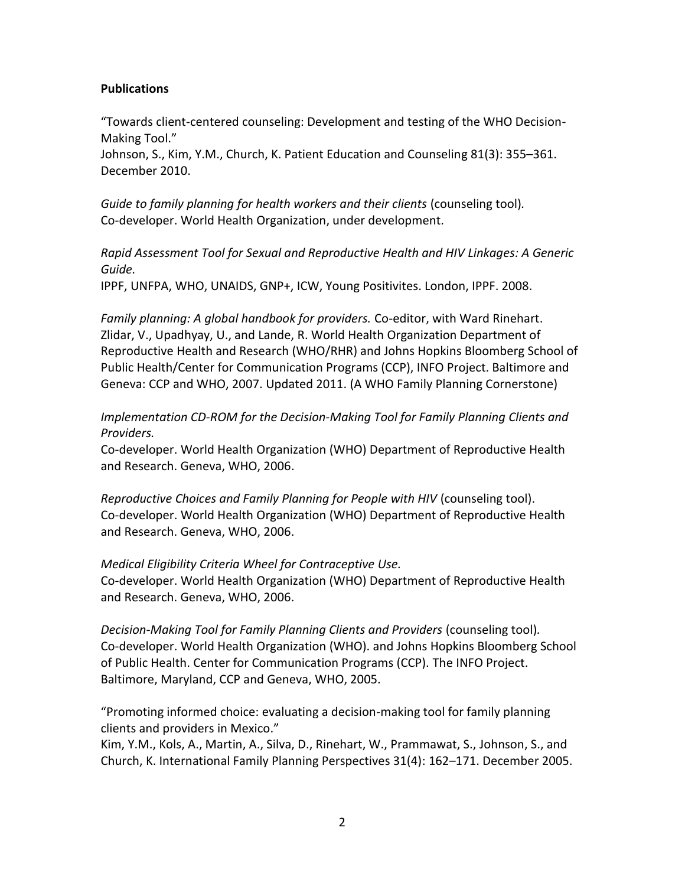**Publications**

"Towards client-centered counseling: Development and testing of the WHO Decision-Making Tool."
Johnson, S., Kim, Y.M., Church, K. Patient Education and Counseling 81(3): 355–361. December 2010.

*Guide to family planning for health workers and their clients* (counseling tool). Co-developer. World Health Organization, under development.

*Rapid Assessment Tool for Sexual and Reproductive Health and HIV Linkages: A Generic Guide.*
IPPF, UNFPA, WHO, UNAIDS, GNP+, ICW, Young Positivites. London, IPPF. 2008.

*Family planning: A global handbook for providers.* Co-editor, with Ward Rinehart. Zlidar, V., Upadhyay, U., and Lande, R. World Health Organization Department of Reproductive Health and Research (WHO/RHR) and Johns Hopkins Bloomberg School of Public Health/Center for Communication Programs (CCP), INFO Project. Baltimore and Geneva: CCP and WHO, 2007. Updated 2011. (A WHO Family Planning Cornerstone)

*Implementation CD-ROM for the Decision-Making Tool for Family Planning Clients and Providers.*
Co-developer. World Health Organization (WHO) Department of Reproductive Health and Research. Geneva, WHO, 2006.

*Reproductive Choices and Family Planning for People with HIV* (counseling tool). Co-developer. World Health Organization (WHO) Department of Reproductive Health and Research. Geneva, WHO, 2006.

*Medical Eligibility Criteria Wheel for Contraceptive Use.*
Co-developer. World Health Organization (WHO) Department of Reproductive Health and Research. Geneva, WHO, 2006.

*Decision-Making Tool for Family Planning Clients and Providers* (counseling tool). Co-developer. World Health Organization (WHO). and Johns Hopkins Bloomberg School of Public Health. Center for Communication Programs (CCP). The INFO Project. Baltimore, Maryland, CCP and Geneva, WHO, 2005.

"Promoting informed choice: evaluating a decision-making tool for family planning clients and providers in Mexico."
Kim, Y.M., Kols, A., Martin, A., Silva, D., Rinehart, W., Prammawat, S., Johnson, S., and Church, K. International Family Planning Perspectives 31(4): 162–171. December 2005.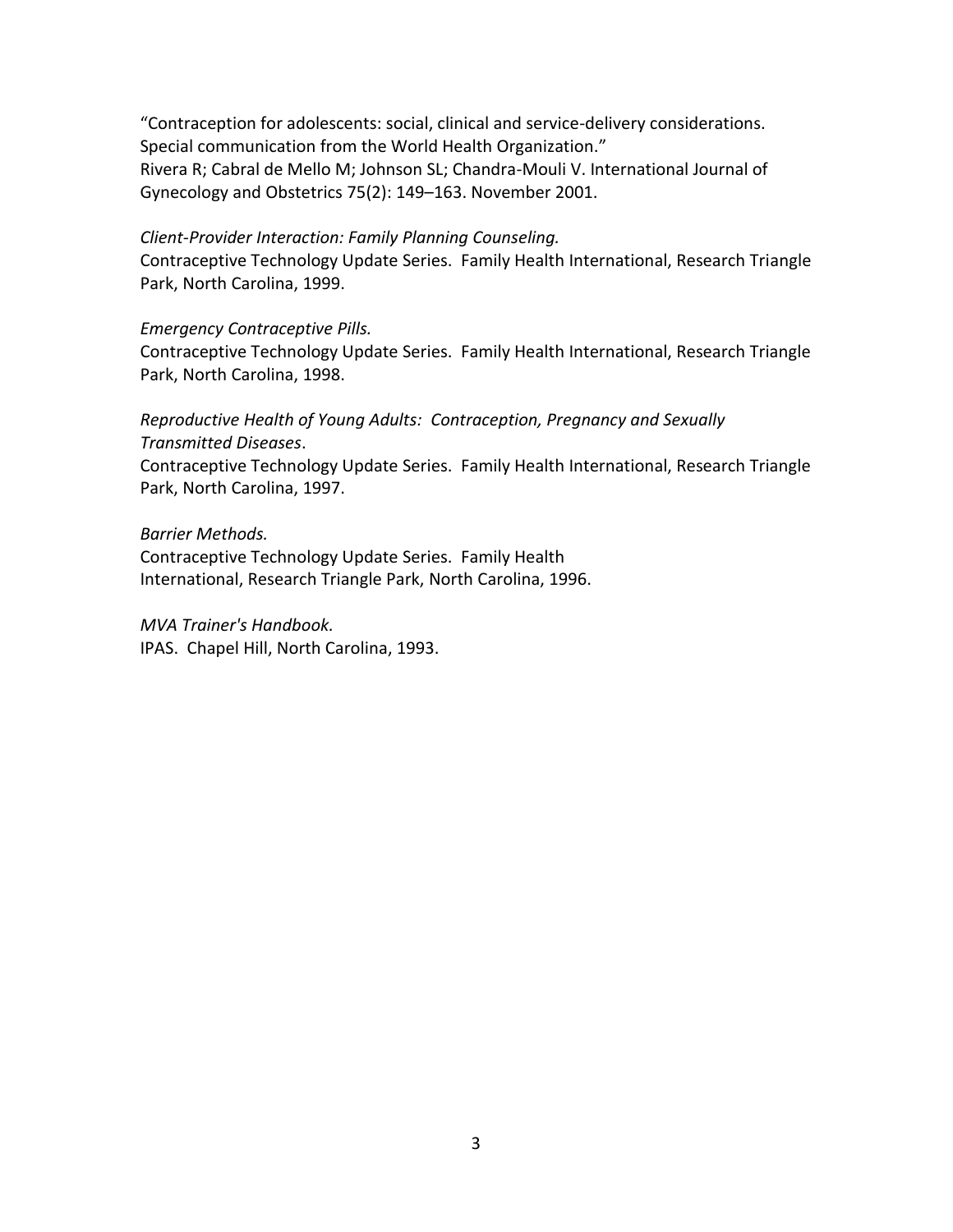"Contraception for adolescents: social, clinical and service-delivery considerations. Special communication from the World Health Organization."
Rivera R; Cabral de Mello M; Johnson SL; Chandra-Mouli V. International Journal of Gynecology and Obstetrics 75(2): 149–163. November 2001.

*Client-Provider Interaction: Family Planning Counseling.*
Contraceptive Technology Update Series. Family Health International, Research Triangle Park, North Carolina, 1999.

*Emergency Contraceptive Pills.*
Contraceptive Technology Update Series. Family Health International, Research Triangle Park, North Carolina, 1998.

*Reproductive Health of Young Adults: Contraception, Pregnancy and Sexually Transmitted Diseases*.
Contraceptive Technology Update Series. Family Health International, Research Triangle Park, North Carolina, 1997.

*Barrier Methods.*
Contraceptive Technology Update Series. Family Health International, Research Triangle Park, North Carolina, 1996.

*MVA Trainer's Handbook.*
IPAS. Chapel Hill, North Carolina, 1993.